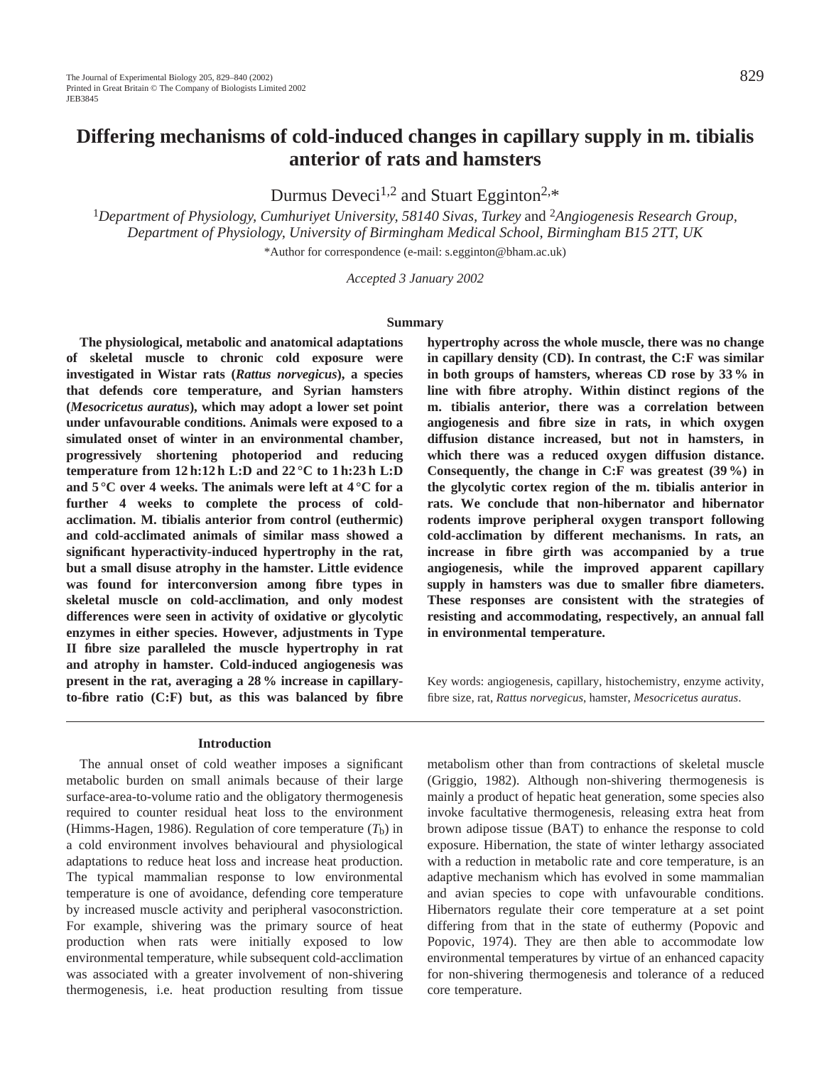# Differing mechanisms of cold-induced changes in capillary supply in m. tibialis anterior of rats and hamsters

Durmus Deveci[1,2] and Stuart Egginton[2,*]

[1]*Department of Physiology, Cumhuriyet University, 58140 Sivas, Turkey* and [2]*Angiogenesis Research Group, Department of Physiology, University of Birmingham Medical School, Birmingham B15 2TT, UK*

*Author for correspondence (e-mail: s.egginton@bham.ac.uk)

*Accepted 3 January 2002*

## Summary

**The physiological, metabolic and anatomical adaptations of skeletal muscle to chronic cold exposure were investigated in Wistar rats (*Rattus norvegicus*), a species that defends core temperature, and Syrian hamsters (*Mesocricetus auratus*), which may adopt a lower set point under unfavourable conditions. Animals were exposed to a simulated onset of winter in an environmental chamber, progressively shortening photoperiod and reducing temperature from 12 h:12 h L:D and 22 °C to 1 h:23 h L:D and 5 °C over 4 weeks. The animals were left at 4 °C for a further 4 weeks to complete the process of cold-acclimation. M. tibialis anterior from control (euthermic) and cold-acclimated animals of similar mass showed a significant hyperactivity-induced hypertrophy in the rat, but a small disuse atrophy in the hamster. Little evidence was found for interconversion among fibre types in skeletal muscle on cold-acclimation, and only modest differences were seen in activity of oxidative or glycolytic enzymes in either species. However, adjustments in Type II fibre size paralleled the muscle hypertrophy in rat and atrophy in hamster. Cold-induced angiogenesis was present in the rat, averaging a 28 % increase in capillary-to-fibre ratio (C:F) but, as this was balanced by fibre hypertrophy across the whole muscle, there was no change in capillary density (CD). In contrast, the C:F was similar in both groups of hamsters, whereas CD rose by 33 % in line with fibre atrophy. Within distinct regions of the m. tibialis anterior, there was a correlation between angiogenesis and fibre size in rats, in which oxygen diffusion distance increased, but not in hamsters, in which there was a reduced oxygen diffusion distance. Consequently, the change in C:F was greatest (39 %) in the glycolytic cortex region of the m. tibialis anterior in rats. We conclude that non-hibernator and hibernator rodents improve peripheral oxygen transport following cold-acclimation by different mechanisms. In rats, an increase in fibre girth was accompanied by a true angiogenesis, while the improved apparent capillary supply in hamsters was due to smaller fibre diameters. These responses are consistent with the strategies of resisting and accommodating, respectively, an annual fall in environmental temperature.**

Key words: angiogenesis, capillary, histochemistry, enzyme activity, fibre size, rat, *Rattus norvegicus*, hamster, *Mesocricetus auratus*.

## Introduction

The annual onset of cold weather imposes a significant metabolic burden on small animals because of their large surface-area-to-volume ratio and the obligatory thermogenesis required to counter residual heat loss to the environment (Himms-Hagen, 1986). Regulation of core temperature ($T_b$) in a cold environment involves behavioural and physiological adaptations to reduce heat loss and increase heat production. The typical mammalian response to low environmental temperature is one of avoidance, defending core temperature by increased muscle activity and peripheral vasoconstriction. For example, shivering was the primary source of heat production when rats were initially exposed to low environmental temperature, while subsequent cold-acclimation was associated with a greater involvement of non-shivering thermogenesis, i.e. heat production resulting from tissue metabolism other than from contractions of skeletal muscle (Griggio, 1982). Although non-shivering thermogenesis is mainly a product of hepatic heat generation, some species also invoke facultative thermogenesis, releasing extra heat from brown adipose tissue (BAT) to enhance the response to cold exposure. Hibernation, the state of winter lethargy associated with a reduction in metabolic rate and core temperature, is an adaptive mechanism which has evolved in some mammalian and avian species to cope with unfavourable conditions. Hibernators regulate their core temperature at a set point differing from that in the state of euthermy (Popovic and Popovic, 1974). They are then able to accommodate low environmental temperatures by virtue of an enhanced capacity for non-shivering thermogenesis and tolerance of a reduced core temperature.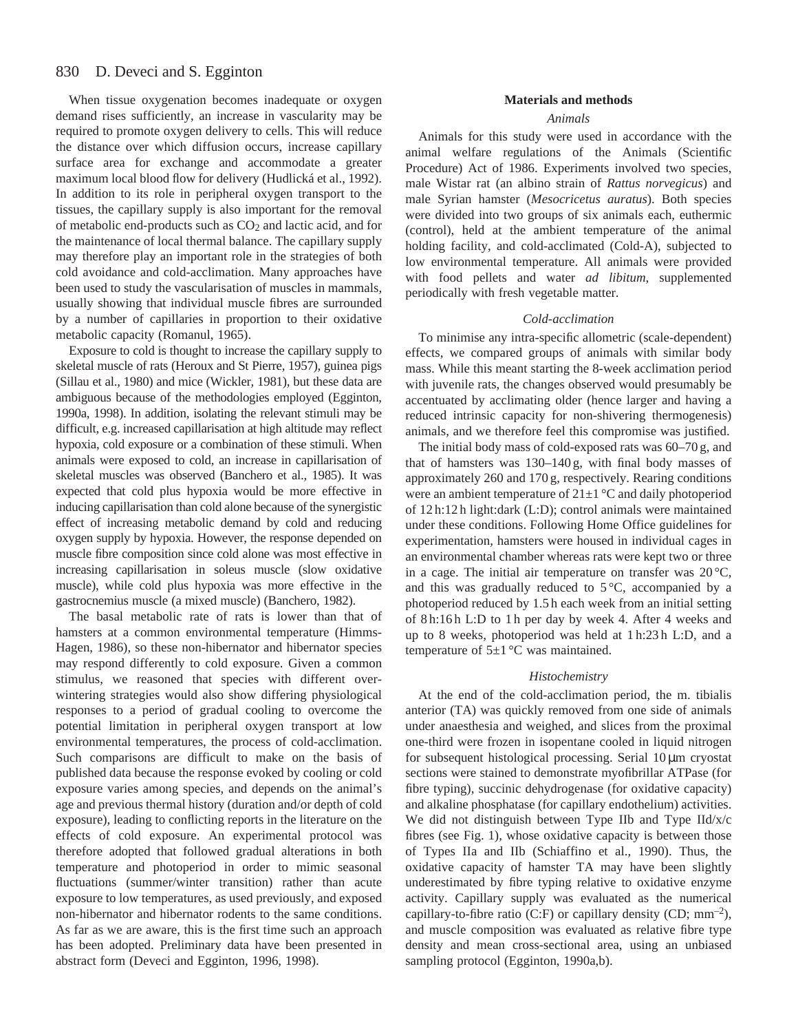When tissue oxygenation becomes inadequate or oxygen demand rises sufficiently, an increase in vascularity may be required to promote oxygen delivery to cells. This will reduce the distance over which diffusion occurs, increase capillary surface area for exchange and accommodate a greater maximum local blood flow for delivery (Hudlická et al., 1992). In addition to its role in peripheral oxygen transport to the tissues, the capillary supply is also important for the removal of metabolic end-products such as $CO_2$ and lactic acid, and for the maintenance of local thermal balance. The capillary supply may therefore play an important role in the strategies of both cold avoidance and cold-acclimation. Many approaches have been used to study the vascularisation of muscles in mammals, usually showing that individual muscle fibres are surrounded by a number of capillaries in proportion to their oxidative metabolic capacity (Romanul, 1965).

Exposure to cold is thought to increase the capillary supply to skeletal muscle of rats (Heroux and St Pierre, 1957), guinea pigs (Sillau et al., 1980) and mice (Wickler, 1981), but these data are ambiguous because of the methodologies employed (Egginton, 1990a, 1998). In addition, isolating the relevant stimuli may be difficult, e.g. increased capillarisation at high altitude may reflect hypoxia, cold exposure or a combination of these stimuli. When animals were exposed to cold, an increase in capillarisation of skeletal muscles was observed (Banchero et al., 1985). It was expected that cold plus hypoxia would be more effective in inducing capillarisation than cold alone because of the synergistic effect of increasing metabolic demand by cold and reducing oxygen supply by hypoxia. However, the response depended on muscle fibre composition since cold alone was most effective in increasing capillarisation in soleus muscle (slow oxidative muscle), while cold plus hypoxia was more effective in the gastrocnemius muscle (a mixed muscle) (Banchero, 1982).

The basal metabolic rate of rats is lower than that of hamsters at a common environmental temperature (Himms-Hagen, 1986), so these non-hibernator and hibernator species may respond differently to cold exposure. Given a common stimulus, we reasoned that species with different over-wintering strategies would also show differing physiological responses to a period of gradual cooling to overcome the potential limitation in peripheral oxygen transport at low environmental temperatures, the process of cold-acclimation. Such comparisons are difficult to make on the basis of published data because the response evoked by cooling or cold exposure varies among species, and depends on the animal's age and previous thermal history (duration and/or depth of cold exposure), leading to conflicting reports in the literature on the effects of cold exposure. An experimental protocol was therefore adopted that followed gradual alterations in both temperature and photoperiod in order to mimic seasonal fluctuations (summer/winter transition) rather than acute exposure to low temperatures, as used previously, and exposed non-hibernator and hibernator rodents to the same conditions. As far as we are aware, this is the first time such an approach has been adopted. Preliminary data have been presented in abstract form (Deveci and Egginton, 1996, 1998).

## Materials and methods

### *Animals*

Animals for this study were used in accordance with the animal welfare regulations of the Animals (Scientific Procedure) Act of 1986. Experiments involved two species, male Wistar rat (an albino strain of *Rattus norvegicus*) and male Syrian hamster (*Mesocricetus auratus*). Both species were divided into two groups of six animals each, euthermic (control), held at the ambient temperature of the animal holding facility, and cold-acclimated (Cold-A), subjected to low environmental temperature. All animals were provided with food pellets and water *ad libitum*, supplemented periodically with fresh vegetable matter.

### *Cold-acclimation*

To minimise any intra-specific allometric (scale-dependent) effects, we compared groups of animals with similar body mass. While this meant starting the 8-week acclimation period with juvenile rats, the changes observed would presumably be accentuated by acclimating older (hence larger and having a reduced intrinsic capacity for non-shivering thermogenesis) animals, and we therefore feel this compromise was justified.

The initial body mass of cold-exposed rats was 60–70 g, and that of hamsters was 130–140 g, with final body masses of approximately 260 and 170 g, respectively. Rearing conditions were an ambient temperature of 21±1 °C and daily photoperiod of 12 h:12 h light:dark (L:D); control animals were maintained under these conditions. Following Home Office guidelines for experimentation, hamsters were housed in individual cages in an environmental chamber whereas rats were kept two or three in a cage. The initial air temperature on transfer was 20 °C, and this was gradually reduced to 5 °C, accompanied by a photoperiod reduced by 1.5 h each week from an initial setting of 8 h:16 h L:D to 1 h per day by week 4. After 4 weeks and up to 8 weeks, photoperiod was held at 1 h:23 h L:D, and a temperature of 5±1 °C was maintained.

### *Histochemistry*

At the end of the cold-acclimation period, the m. tibialis anterior (TA) was quickly removed from one side of animals under anaesthesia and weighed, and slices from the proximal one-third were frozen in isopentane cooled in liquid nitrogen for subsequent histological processing. Serial 10 μm cryostat sections were stained to demonstrate myofibrillar ATPase (for fibre typing), succinic dehydrogenase (for oxidative capacity) and alkaline phosphatase (for capillary endothelium) activities. We did not distinguish between Type IIb and Type IId/x/c fibres (see Fig. 1), whose oxidative capacity is between those of Types IIa and IIb (Schiaffino et al., 1990). Thus, the oxidative capacity of hamster TA may have been slightly underestimated by fibre typing relative to oxidative enzyme activity. Capillary supply was evaluated as the numerical capillary-to-fibre ratio (C:F) or capillary density (CD; $mm^{-2}$), and muscle composition was evaluated as relative fibre type density and mean cross-sectional area, using an unbiased sampling protocol (Egginton, 1990a,b).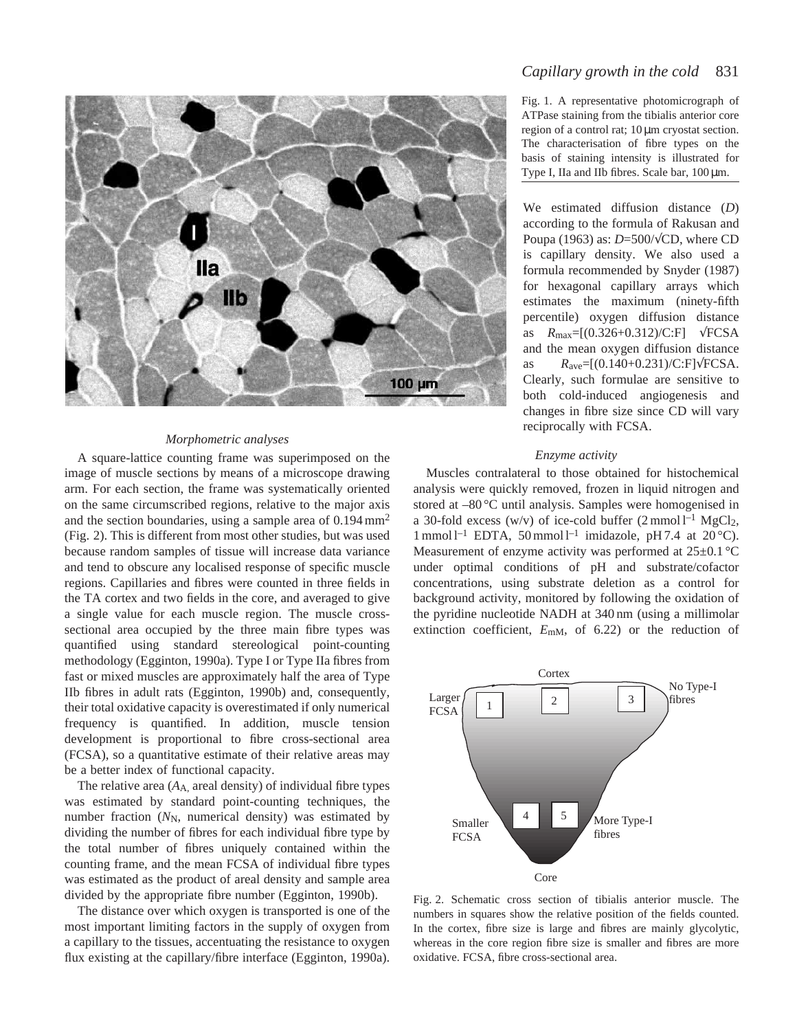Fig. 1. A representative photomicrograph of ATPase staining from the tibialis anterior core region of a control rat; 10 μm cryostat section. The characterisation of fibre types on the basis of staining intensity is illustrated for Type I, IIa and IIb fibres. Scale bar, 100 μm.

### *Morphometric analyses*

A square-lattice counting frame was superimposed on the image of muscle sections by means of a microscope drawing arm. For each section, the frame was systematically oriented on the same circumscribed regions, relative to the major axis and the section boundaries, using a sample area of 0.194 mm$^2$ (Fig. 2). This is different from most other studies, but was used because random samples of tissue will increase data variance and tend to obscure any localised response of specific muscle regions. Capillaries and fibres were counted in three fields in the TA cortex and two fields in the core, and averaged to give a single value for each muscle region. The muscle cross-sectional area occupied by the three main fibre types was quantified using standard stereological point-counting methodology (Egginton, 1990a). Type I or Type IIa fibres from fast or mixed muscles are approximately half the area of Type IIb fibres in adult rats (Egginton, 1990b) and, consequently, their total oxidative capacity is overestimated if only numerical frequency is quantified. In addition, muscle tension development is proportional to fibre cross-sectional area (FCSA), so a quantitative estimate of their relative areas may be a better index of functional capacity.

The relative area ($A_A$, areal density) of individual fibre types was estimated by standard point-counting techniques, the number fraction ($N_N$, numerical density) was estimated by dividing the number of fibres for each individual fibre type by the total number of fibres uniquely contained within the counting frame, and the mean FCSA of individual fibre types was estimated as the product of areal density and sample area divided by the appropriate fibre number (Egginton, 1990b).

The distance over which oxygen is transported is one of the most important limiting factors in the supply of oxygen from a capillary to the tissues, accentuating the resistance to oxygen flux existing at the capillary/fibre interface (Egginton, 1990a). We estimated diffusion distance ($D$) according to the formula of Rakusan and Poupa (1963) as: $D=500/\sqrt{\text{CD}}$, where CD is capillary density. We also used a formula recommended by Snyder (1987) for hexagonal capillary arrays which estimates the maximum (ninety-fifth percentile) oxygen diffusion distance as $R_{max}=[(0.326+0.312)/\text{C:F}]\ \sqrt{\text{FCSA}}$ and the mean oxygen diffusion distance as $R_{ave}=[(0.140+0.231)/\text{C:F}]\sqrt{\text{FCSA}}$. Clearly, such formulae are sensitive to both cold-induced angiogenesis and changes in fibre size since CD will vary reciprocally with FCSA.

### *Enzyme activity*

Muscles contralateral to those obtained for histochemical analysis were quickly removed, frozen in liquid nitrogen and stored at –80 °C until analysis. Samples were homogenised in a 30-fold excess (w/v) of ice-cold buffer (2 mmol l$^{-1}$ $MgCl_2$, 1 mmol l$^{-1}$ EDTA, 50 mmol l$^{-1}$ imidazole, pH 7.4 at 20 °C). Measurement of enzyme activity was performed at 25±0.1 °C under optimal conditions of pH and substrate/cofactor concentrations, using substrate deletion as a control for background activity, monitored by following the oxidation of the pyridine nucleotide NADH at 340 nm (using a millimolar extinction coefficient, $E_{mM}$, of 6.22) or the reduction of

Fig. 2. Schematic cross section of tibialis anterior muscle. The numbers in squares show the relative position of the fields counted. In the cortex, fibre size is large and fibres are mainly glycolytic, whereas in the core region fibre size is smaller and fibres are more oxidative. FCSA, fibre cross-sectional area.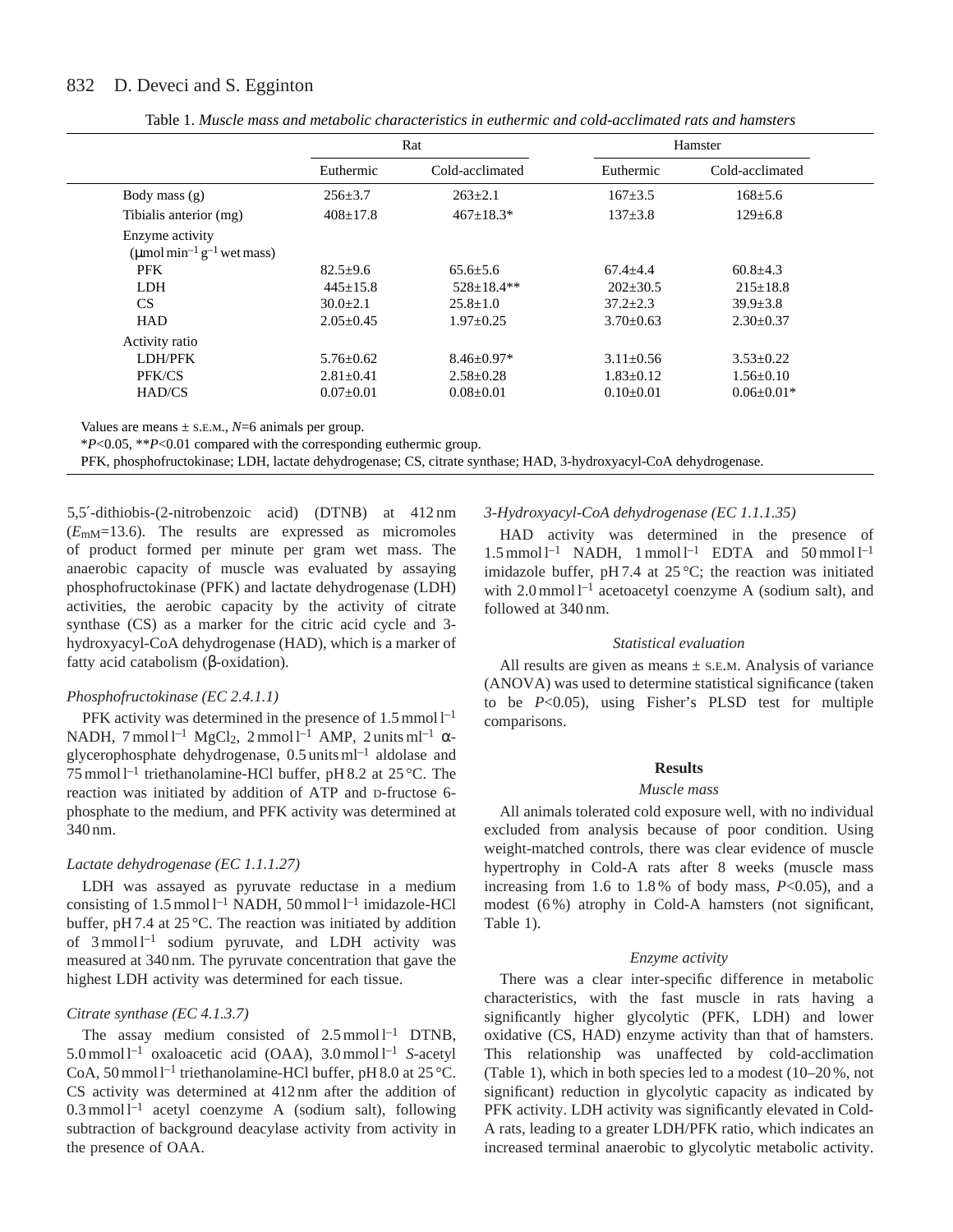Table 1. *Muscle mass and metabolic characteristics in euthermic and cold-acclimated rats and hamsters*

| | Rat | | Hamster | |
|---|---|---|---|---|
| | Euthermic | Cold-acclimated | Euthermic | Cold-acclimated |
| Body mass (g) | 256±3.7 | 263±2.1 | 167±3.5 | 168±5.6 |
| Tibialis anterior (mg) | 408±17.8 | 467±18.3* | 137±3.8 | 129±6.8 |
| Enzyme activity (μmol min$^{-1}$ g$^{-1}$ wet mass) | | | | |
| PFK | 82.5±9.6 | 65.6±5.6 | 67.4±4.4 | 60.8±4.3 |
| LDH | 445±15.8 | 528±18.4** | 202±30.5 | 215±18.8 |
| CS | 30.0±2.1 | 25.8±1.0 | 37.2±2.3 | 39.9±3.8 |
| HAD | 2.05±0.45 | 1.97±0.25 | 3.70±0.63 | 2.30±0.37 |
| Activity ratio | | | | |
| LDH/PFK | 5.76±0.62 | 8.46±0.97* | 3.11±0.56 | 3.53±0.22 |
| PFK/CS | 2.81±0.41 | 2.58±0.28 | 1.83±0.12 | 1.56±0.10 |
| HAD/CS | 0.07±0.01 | 0.08±0.01 | 0.10±0.01 | 0.06±0.01* |

Values are means ± S.E.M., $N$=6 animals per group.

*$P$<0.05, **$P$<0.01 compared with the corresponding euthermic group.

PFK, phosphofructokinase; LDH, lactate dehydrogenase; CS, citrate synthase; HAD, 3-hydroxyacyl-CoA dehydrogenase.

5,5′-dithiobis-(2-nitrobenzoic acid) (DTNB) at 412 nm ($E_{mM}$=13.6). The results are expressed as micromoles of product formed per minute per gram wet mass. The anaerobic capacity of muscle was evaluated by assaying phosphofructokinase (PFK) and lactate dehydrogenase (LDH) activities, the aerobic capacity by the activity of citrate synthase (CS) as a marker for the citric acid cycle and 3-hydroxyacyl-CoA dehydrogenase (HAD), which is a marker of fatty acid catabolism (β-oxidation).

### *Phosphofructokinase (EC 2.4.1.1)*

PFK activity was determined in the presence of 1.5 mmol l$^{-1}$ NADH, 7 mmol l$^{-1}$ $MgCl_2$, 2 mmol l$^{-1}$ AMP, 2 units ml$^{-1}$ α-glycerophosphate dehydrogenase, 0.5 units ml$^{-1}$ aldolase and 75 mmol l$^{-1}$ triethanolamine-HCl buffer, pH 8.2 at 25 °C. The reaction was initiated by addition of ATP and D-fructose 6-phosphate to the medium, and PFK activity was determined at 340 nm.

### *Lactate dehydrogenase (EC 1.1.1.27)*

LDH was assayed as pyruvate reductase in a medium consisting of 1.5 mmol l$^{-1}$ NADH, 50 mmol l$^{-1}$ imidazole-HCl buffer, pH 7.4 at 25 °C. The reaction was initiated by addition of 3 mmol l$^{-1}$ sodium pyruvate, and LDH activity was measured at 340 nm. The pyruvate concentration that gave the highest LDH activity was determined for each tissue.

### *Citrate synthase (EC 4.1.3.7)*

The assay medium consisted of 2.5 mmol l$^{-1}$ DTNB, 5.0 mmol l$^{-1}$ oxaloacetic acid (OAA), 3.0 mmol l$^{-1}$ *S*-acetyl CoA, 50 mmol l$^{-1}$ triethanolamine-HCl buffer, pH 8.0 at 25 °C. CS activity was determined at 412 nm after the addition of 0.3 mmol l$^{-1}$ acetyl coenzyme A (sodium salt), following subtraction of background deacylase activity from activity in the presence of OAA.

### *3-Hydroxyacyl-CoA dehydrogenase (EC 1.1.1.35)*

HAD activity was determined in the presence of 1.5 mmol l$^{-1}$ NADH, 1 mmol l$^{-1}$ EDTA and 50 mmol l$^{-1}$ imidazole buffer, pH 7.4 at 25 °C; the reaction was initiated with 2.0 mmol l$^{-1}$ acetoacetyl coenzyme A (sodium salt), and followed at 340 nm.

### *Statistical evaluation*

All results are given as means ± S.E.M. Analysis of variance (ANOVA) was used to determine statistical significance (taken to be $P$<0.05), using Fisher's PLSD test for multiple comparisons.

## Results

### *Muscle mass*

All animals tolerated cold exposure well, with no individual excluded from analysis because of poor condition. Using weight-matched controls, there was clear evidence of muscle hypertrophy in Cold-A rats after 8 weeks (muscle mass increasing from 1.6 to 1.8 % of body mass, $P$<0.05), and a modest (6 %) atrophy in Cold-A hamsters (not significant, Table 1).

### *Enzyme activity*

There was a clear inter-specific difference in metabolic characteristics, with the fast muscle in rats having a significantly higher glycolytic (PFK, LDH) and lower oxidative (CS, HAD) enzyme activity than that of hamsters. This relationship was unaffected by cold-acclimation (Table 1), which in both species led to a modest (10–20 %, not significant) reduction in glycolytic capacity as indicated by PFK activity. LDH activity was significantly elevated in Cold-A rats, leading to a greater LDH/PFK ratio, which indicates an increased terminal anaerobic to glycolytic metabolic activity.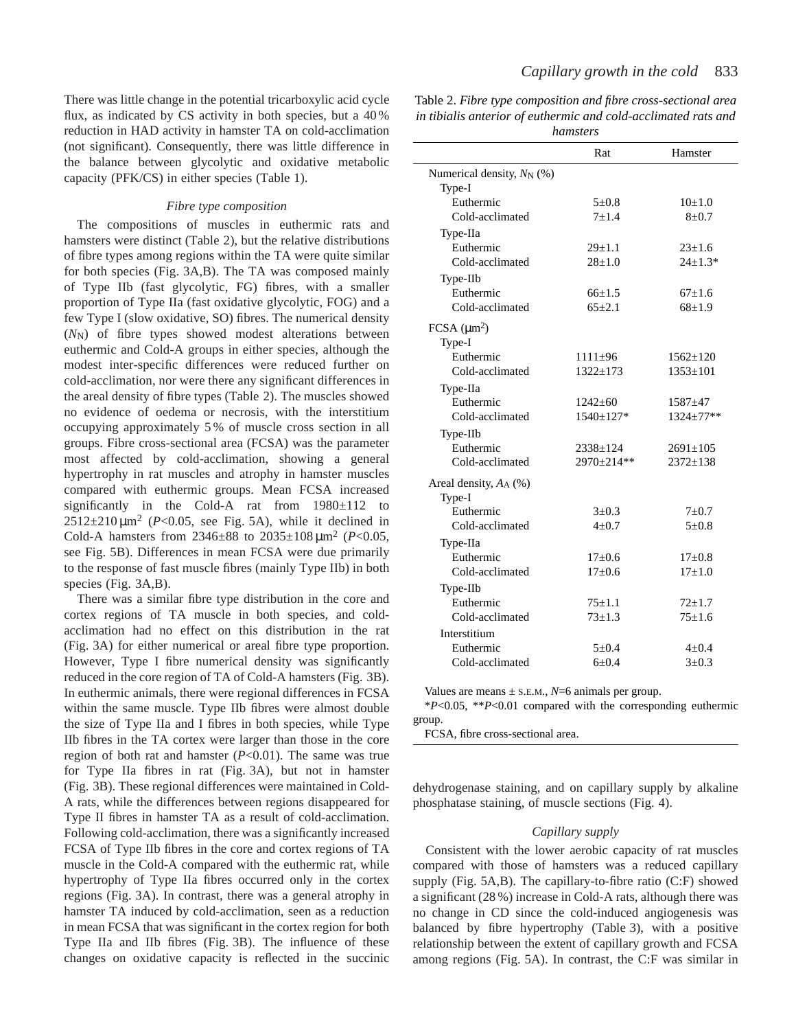There was little change in the potential tricarboxylic acid cycle flux, as indicated by CS activity in both species, but a 40 % reduction in HAD activity in hamster TA on cold-acclimation (not significant). Consequently, there was little difference in the balance between glycolytic and oxidative metabolic capacity (PFK/CS) in either species (Table 1).

### *Fibre type composition*

The compositions of muscles in euthermic rats and hamsters were distinct (Table 2), but the relative distributions of fibre types among regions within the TA were quite similar for both species (Fig. 3A,B). The TA was composed mainly of Type IIb (fast glycolytic, FG) fibres, with a smaller proportion of Type IIa (fast oxidative glycolytic, FOG) and a few Type I (slow oxidative, SO) fibres. The numerical density ($N_N$) of fibre types showed modest alterations between euthermic and Cold-A groups in either species, although the modest inter-specific differences were reduced further on cold-acclimation, nor were there any significant differences in the areal density of fibre types (Table 2). The muscles showed no evidence of oedema or necrosis, with the interstitium occupying approximately 5 % of muscle cross section in all groups. Fibre cross-sectional area (FCSA) was the parameter most affected by cold-acclimation, showing a general hypertrophy in rat muscles and atrophy in hamster muscles compared with euthermic groups. Mean FCSA increased significantly in the Cold-A rat from 1980±112 to 2512±210 μm$^2$ ($P$<0.05, see Fig. 5A), while it declined in Cold-A hamsters from 2346±88 to 2035±108 μm$^2$ ($P$<0.05, see Fig. 5B). Differences in mean FCSA were due primarily to the response of fast muscle fibres (mainly Type IIb) in both species (Fig. 3A,B).

There was a similar fibre type distribution in the core and cortex regions of TA muscle in both species, and cold-acclimation had no effect on this distribution in the rat (Fig. 3A) for either numerical or areal fibre type proportion. However, Type I fibre numerical density was significantly reduced in the core region of TA of Cold-A hamsters (Fig. 3B). In euthermic animals, there were regional differences in FCSA within the same muscle. Type IIb fibres were almost double the size of Type IIa and I fibres in both species, while Type IIb fibres in the TA cortex were larger than those in the core region of both rat and hamster ($P$<0.01). The same was true for Type IIa fibres in rat (Fig. 3A), but not in hamster (Fig. 3B). These regional differences were maintained in Cold-A rats, while the differences between regions disappeared for Type II fibres in hamster TA as a result of cold-acclimation. Following cold-acclimation, there was a significantly increased FCSA of Type IIb fibres in the core and cortex regions of TA muscle in the Cold-A compared with the euthermic rat, while hypertrophy of Type IIa fibres occurred only in the cortex regions (Fig. 3A). In contrast, there was a general atrophy in hamster TA induced by cold-acclimation, seen as a reduction in mean FCSA that was significant in the cortex region for both Type IIa and IIb fibres (Fig. 3B). The influence of these changes on oxidative capacity is reflected in the succinic dehydrogenase staining, and on capillary supply by alkaline phosphatase staining, of muscle sections (Fig. 4).

Table 2. *Fibre type composition and fibre cross-sectional area in tibialis anterior of euthermic and cold-acclimated rats and hamsters*

| | Rat | Hamster |
|---|---|---|
| Numerical density, $N_N$ (%) | | |
| Type-I | | |
| Euthermic | 5±0.8 | 10±1.0 |
| Cold-acclimated | 7±1.4 | 8±0.7 |
| Type-IIa | | |
| Euthermic | 29±1.1 | 23±1.6 |
| Cold-acclimated | 28±1.0 | 24±1.3* |
| Type-IIb | | |
| Euthermic | 66±1.5 | 67±1.6 |
| Cold-acclimated | 65±2.1 | 68±1.9 |
| FCSA (μm$^2$) | | |
| Type-I | | |
| Euthermic | 1111±96 | 1562±120 |
| Cold-acclimated | 1322±173 | 1353±101 |
| Type-IIa | | |
| Euthermic | 1242±60 | 1587±47 |
| Cold-acclimated | 1540±127* | 1324±77** |
| Type-IIb | | |
| Euthermic | 2338±124 | 2691±105 |
| Cold-acclimated | 2970±214** | 2372±138 |
| Areal density, $A_A$ (%) | | |
| Type-I | | |
| Euthermic | 3±0.3 | 7±0.7 |
| Cold-acclimated | 4±0.7 | 5±0.8 |
| Type-IIa | | |
| Euthermic | 17±0.6 | 17±0.8 |
| Cold-acclimated | 17±0.6 | 17±1.0 |
| Type-IIb | | |
| Euthermic | 75±1.1 | 72±1.7 |
| Cold-acclimated | 73±1.3 | 75±1.6 |
| Interstitium | | |
| Euthermic | 5±0.4 | 4±0.4 |
| Cold-acclimated | 6±0.4 | 3±0.3 |

Values are means ± S.E.M., $N$=6 animals per group.

*$P$<0.05, **$P$<0.01 compared with the corresponding euthermic group.

FCSA, fibre cross-sectional area.

### *Capillary supply*

Consistent with the lower aerobic capacity of rat muscles compared with those of hamsters was a reduced capillary supply (Fig. 5A,B). The capillary-to-fibre ratio (C:F) showed a significant (28 %) increase in Cold-A rats, although there was no change in CD since the cold-induced angiogenesis was balanced by fibre hypertrophy (Table 3), with a positive relationship between the extent of capillary growth and FCSA among regions (Fig. 5A). In contrast, the C:F was similar in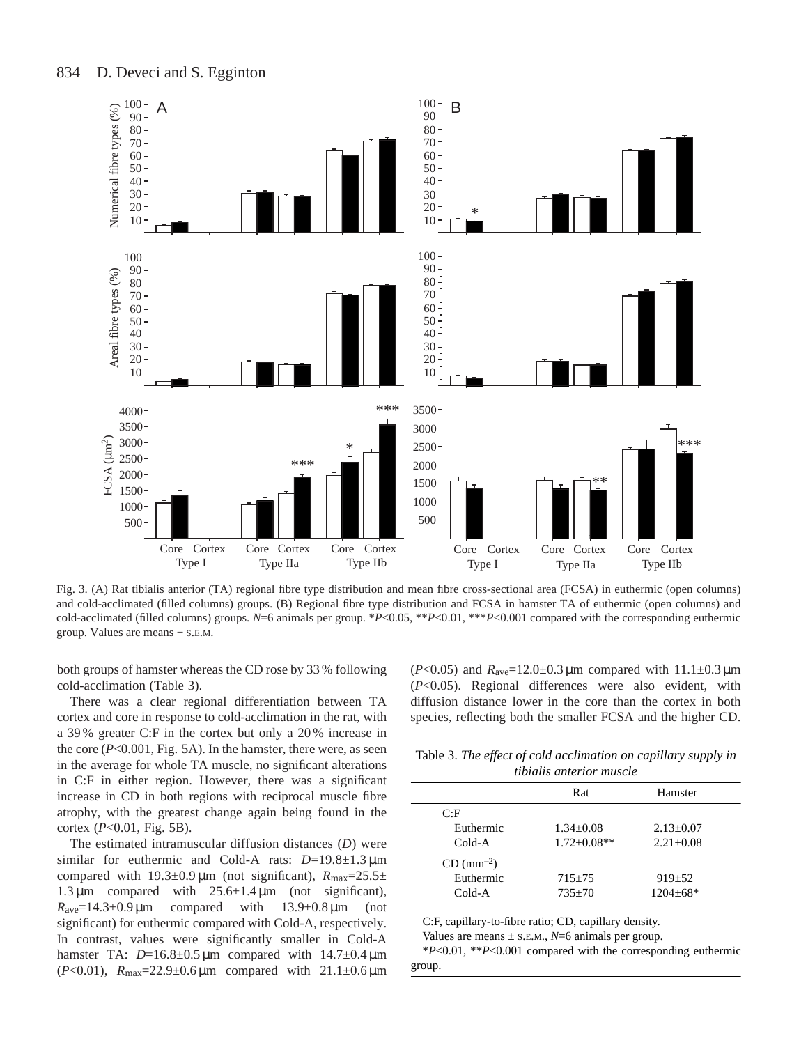Fig. 3. (A) Rat tibialis anterior (TA) regional fibre type distribution and mean fibre cross-sectional area (FCSA) in euthermic (open columns) and cold-acclimated (filled columns) groups. (B) Regional fibre type distribution and FCSA in hamster TA of euthermic (open columns) and cold-acclimated (filled columns) groups. $N$=6 animals per group. \*$P$<0.05, \*\*$P$<0.01, \*\*\*$P$<0.001 compared with the corresponding euthermic group. Values are means + S.E.M.

both groups of hamster whereas the CD rose by 33 % following cold-acclimation (Table 3).

There was a clear regional differentiation between TA cortex and core in response to cold-acclimation in the rat, with a 39 % greater C:F in the cortex but only a 20 % increase in the core ($P$<0.001, Fig. 5A). In the hamster, there were, as seen in the average for whole TA muscle, no significant alterations in C:F in either region. However, there was a significant increase in CD in both regions with reciprocal muscle fibre atrophy, with the greatest change again being found in the cortex ($P$<0.01, Fig. 5B).

The estimated intramuscular diffusion distances ($D$) were similar for euthermic and Cold-A rats: $D$=19.8±1.3 μm compared with 19.3±0.9 μm (not significant), $R_{max}$=25.5±1.3 μm compared with 25.6±1.4 μm (not significant), $R_{ave}$=14.3±0.9 μm compared with 13.9±0.8 μm (not significant) for euthermic compared with Cold-A, respectively. In contrast, values were significantly smaller in Cold-A hamster TA: $D$=16.8±0.5 μm compared with 14.7±0.4 μm ($P$<0.01), $R_{max}$=22.9±0.6 μm compared with 21.1±0.6 μm ($P$<0.05) and $R_{ave}$=12.0±0.3 μm compared with 11.1±0.3 μm ($P$<0.05). Regional differences were also evident, with diffusion distance lower in the core than the cortex in both species, reflecting both the smaller FCSA and the higher CD.

Table 3. *The effect of cold acclimation on capillary supply in tibialis anterior muscle*

| | Rat | Hamster |
|---|---|---|
| C:F | | |
| Euthermic | 1.34±0.08 | 2.13±0.07 |
| Cold-A | 1.72±0.08** | 2.21±0.08 |
| CD (mm$^{-2}$) | | |
| Euthermic | 715±75 | 919±52 |
| Cold-A | 735±70 | 1204±68* |

C:F, capillary-to-fibre ratio; CD, capillary density.

Values are means ± S.E.M., $N$=6 animals per group.

\*$P$<0.01, \*\*$P$<0.001 compared with the corresponding euthermic group.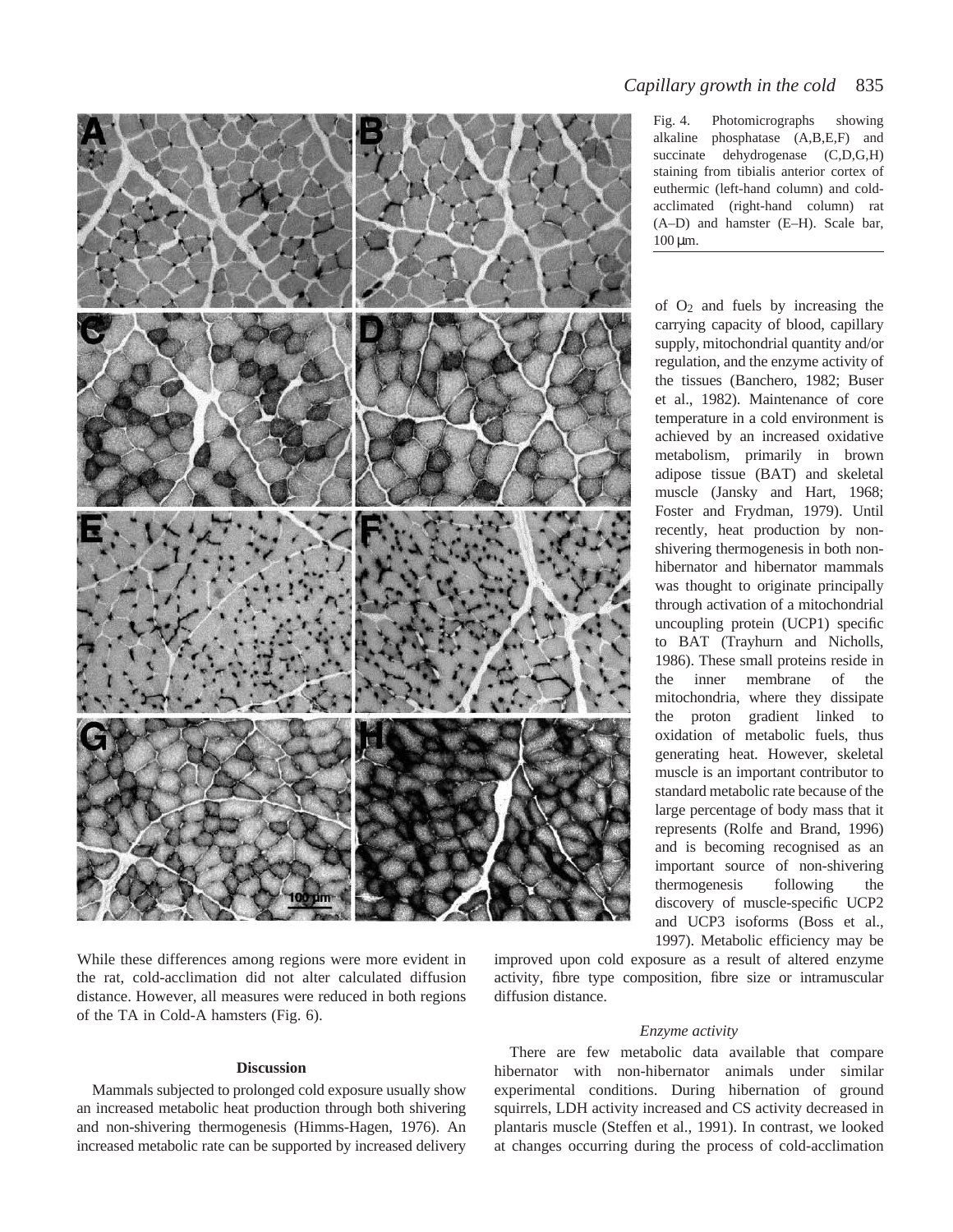Fig. 4. Photomicrographs showing alkaline phosphatase (A,B,E,F) and succinate dehydrogenase (C,D,G,H) staining from tibialis anterior cortex of euthermic (left-hand column) and cold-acclimated (right-hand column) rat (A–D) and hamster (E–H). Scale bar, 100 μm.

While these differences among regions were more evident in the rat, cold-acclimation did not alter calculated diffusion distance. However, all measures were reduced in both regions of the TA in Cold-A hamsters (Fig. 6).

## Discussion

Mammals subjected to prolonged cold exposure usually show an increased metabolic heat production through both shivering and non-shivering thermogenesis (Himms-Hagen, 1976). An increased metabolic rate can be supported by increased delivery of $O_2$ and fuels by increasing the carrying capacity of blood, capillary supply, mitochondrial quantity and/or regulation, and the enzyme activity of the tissues (Banchero, 1982; Buser et al., 1982). Maintenance of core temperature in a cold environment is achieved by an increased oxidative metabolism, primarily in brown adipose tissue (BAT) and skeletal muscle (Jansky and Hart, 1968; Foster and Frydman, 1979). Until recently, heat production by non-shivering thermogenesis in both non-hibernator and hibernator mammals was thought to originate principally through activation of a mitochondrial uncoupling protein (UCP1) specific to BAT (Trayhurn and Nicholls, 1986). These small proteins reside in the inner membrane of the mitochondria, where they dissipate the proton gradient linked to oxidation of metabolic fuels, thus generating heat. However, skeletal muscle is an important contributor to standard metabolic rate because of the large percentage of body mass that it represents (Rolfe and Brand, 1996) and is becoming recognised as an important source of non-shivering thermogenesis following the discovery of muscle-specific UCP2 and UCP3 isoforms (Boss et al., 1997). Metabolic efficiency may be improved upon cold exposure as a result of altered enzyme activity, fibre type composition, fibre size or intramuscular diffusion distance.

### *Enzyme activity*

There are few metabolic data available that compare hibernator with non-hibernator animals under similar experimental conditions. During hibernation of ground squirrels, LDH activity increased and CS activity decreased in plantaris muscle (Steffen et al., 1991). In contrast, we looked at changes occurring during the process of cold-acclimation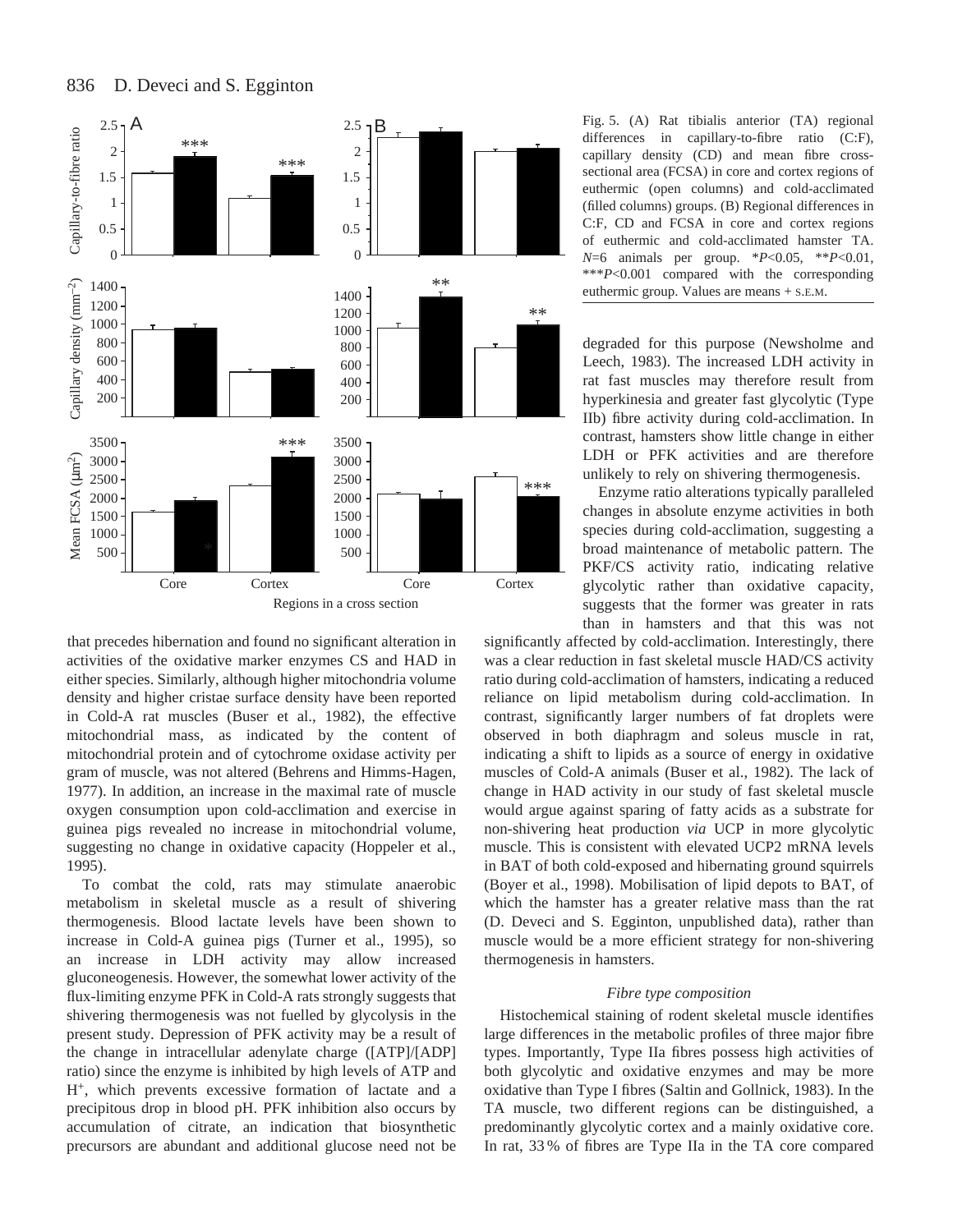Fig. 5. (A) Rat tibialis anterior (TA) regional differences in capillary-to-fibre ratio (C:F), capillary density (CD) and mean fibre cross-sectional area (FCSA) in core and cortex regions of euthermic (open columns) and cold-acclimated (filled columns) groups. (B) Regional differences in C:F, CD and FCSA in core and cortex regions of euthermic and cold-acclimated hamster TA. $N$=6 animals per group. \*$P$<0.05, \*\*$P$<0.01, \*\*\*$P$<0.001 compared with the corresponding euthermic group. Values are means + S.E.M.

that precedes hibernation and found no significant alteration in activities of the oxidative marker enzymes CS and HAD in either species. Similarly, although higher mitochondria volume density and higher cristae surface density have been reported in Cold-A rat muscles (Buser et al., 1982), the effective mitochondrial mass, as indicated by the content of mitochondrial protein and of cytochrome oxidase activity per gram of muscle, was not altered (Behrens and Himms-Hagen, 1977). In addition, an increase in the maximal rate of muscle oxygen consumption upon cold-acclimation and exercise in guinea pigs revealed no increase in mitochondrial volume, suggesting no change in oxidative capacity (Hoppeler et al., 1995).

To combat the cold, rats may stimulate anaerobic metabolism in skeletal muscle as a result of shivering thermogenesis. Blood lactate levels have been shown to increase in Cold-A guinea pigs (Turner et al., 1995), so an increase in LDH activity may allow increased gluconeogenesis. However, the somewhat lower activity of the flux-limiting enzyme PFK in Cold-A rats strongly suggests that shivering thermogenesis was not fuelled by glycolysis in the present study. Depression of PFK activity may be a result of the change in intracellular adenylate charge ([ATP]/[ADP] ratio) since the enzyme is inhibited by high levels of ATP and $H^+$, which prevents excessive formation of lactate and a precipitous drop in blood pH. PFK inhibition also occurs by accumulation of citrate, an indication that biosynthetic precursors are abundant and additional glucose need not be degraded for this purpose (Newsholme and Leech, 1983). The increased LDH activity in rat fast muscles may therefore result from hyperkinesia and greater fast glycolytic (Type IIb) fibre activity during cold-acclimation. In contrast, hamsters show little change in either LDH or PFK activities and are therefore unlikely to rely on shivering thermogenesis.

Enzyme ratio alterations typically paralleled changes in absolute enzyme activities in both species during cold-acclimation, suggesting a broad maintenance of metabolic pattern. The PKF/CS activity ratio, indicating relative glycolytic rather than oxidative capacity, suggests that the former was greater in rats than in hamsters and that this was not significantly affected by cold-acclimation. Interestingly, there was a clear reduction in fast skeletal muscle HAD/CS activity ratio during cold-acclimation of hamsters, indicating a reduced reliance on lipid metabolism during cold-acclimation. In contrast, significantly larger numbers of fat droplets were observed in both diaphragm and soleus muscle in rat, indicating a shift to lipids as a source of energy in oxidative muscles of Cold-A animals (Buser et al., 1982). The lack of change in HAD activity in our study of fast skeletal muscle would argue against sparing of fatty acids as a substrate for non-shivering heat production *via* UCP in more glycolytic muscle. This is consistent with elevated UCP2 mRNA levels in BAT of both cold-exposed and hibernating ground squirrels (Boyer et al., 1998). Mobilisation of lipid depots to BAT, of which the hamster has a greater relative mass than the rat (D. Deveci and S. Egginton, unpublished data), rather than muscle would be a more efficient strategy for non-shivering thermogenesis in hamsters.

### *Fibre type composition*

Histochemical staining of rodent skeletal muscle identifies large differences in the metabolic profiles of three major fibre types. Importantly, Type IIa fibres possess high activities of both glycolytic and oxidative enzymes and may be more oxidative than Type I fibres (Saltin and Gollnick, 1983). In the TA muscle, two different regions can be distinguished, a predominantly glycolytic cortex and a mainly oxidative core. In rat, 33 % of fibres are Type IIa in the TA core compared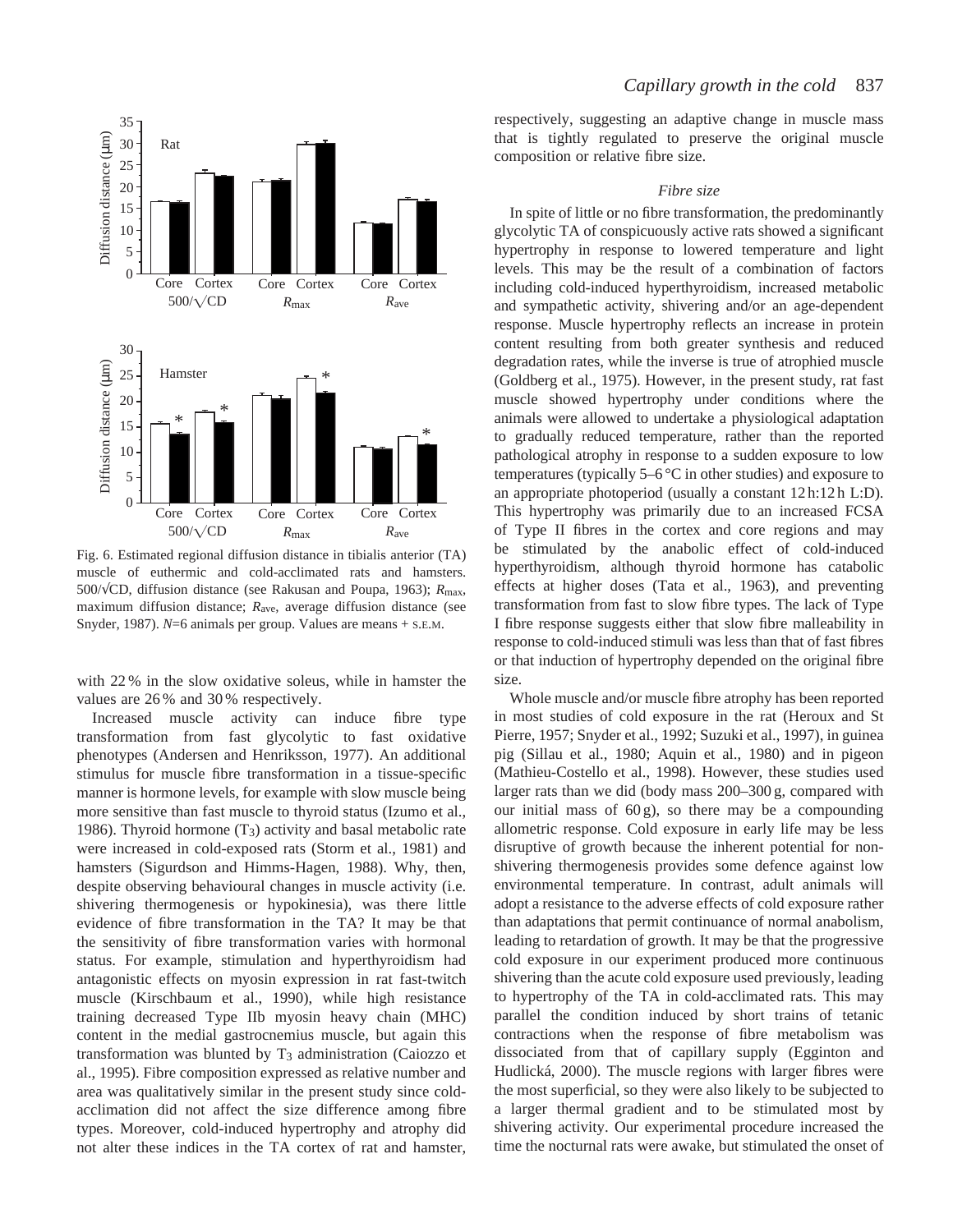Fig. 6. Estimated regional diffusion distance in tibialis anterior (TA) muscle of euthermic and cold-acclimated rats and hamsters. 500/√CD, diffusion distance (see Rakusan and Poupa, 1963); $R_{max}$, maximum diffusion distance; $R_{ave}$, average diffusion distance (see Snyder, 1987). *N*=6 animals per group. Values are means + S.E.M.

with 22 % in the slow oxidative soleus, while in hamster the values are 26 % and 30 % respectively.

Increased muscle activity can induce fibre type transformation from fast glycolytic to fast oxidative phenotypes (Andersen and Henriksson, 1977). An additional stimulus for muscle fibre transformation in a tissue-specific manner is hormone levels, for example with slow muscle being more sensitive than fast muscle to thyroid status (Izumo et al., 1986). Thyroid hormone ($T_3$) activity and basal metabolic rate were increased in cold-exposed rats (Storm et al., 1981) and hamsters (Sigurdson and Himms-Hagen, 1988). Why, then, despite observing behavioural changes in muscle activity (i.e. shivering thermogenesis or hypokinesia), was there little evidence of fibre transformation in the TA? It may be that the sensitivity of fibre transformation varies with hormonal status. For example, stimulation and hyperthyroidism had antagonistic effects on myosin expression in rat fast-twitch muscle (Kirschbaum et al., 1990), while high resistance training decreased Type IIb myosin heavy chain (MHC) content in the medial gastrocnemius muscle, but again this transformation was blunted by $T_3$ administration (Caiozzo et al., 1995). Fibre composition expressed as relative number and area was qualitatively similar in the present study since cold-acclimation did not affect the size difference among fibre types. Moreover, cold-induced hypertrophy and atrophy did not alter these indices in the TA cortex of rat and hamster, respectively, suggesting an adaptive change in muscle mass that is tightly regulated to preserve the original muscle composition or relative fibre size.

### *Fibre size*

In spite of little or no fibre transformation, the predominantly glycolytic TA of conspicuously active rats showed a significant hypertrophy in response to lowered temperature and light levels. This may be the result of a combination of factors including cold-induced hyperthyroidism, increased metabolic and sympathetic activity, shivering and/or an age-dependent response. Muscle hypertrophy reflects an increase in protein content resulting from both greater synthesis and reduced degradation rates, while the inverse is true of atrophied muscle (Goldberg et al., 1975). However, in the present study, rat fast muscle showed hypertrophy under conditions where the animals were allowed to undertake a physiological adaptation to gradually reduced temperature, rather than the reported pathological atrophy in response to a sudden exposure to low temperatures (typically 5–6 °C in other studies) and exposure to an appropriate photoperiod (usually a constant 12 h:12 h L:D). This hypertrophy was primarily due to an increased FCSA of Type II fibres in the cortex and core regions and may be stimulated by the anabolic effect of cold-induced hyperthyroidism, although thyroid hormone has catabolic effects at higher doses (Tata et al., 1963), and preventing transformation from fast to slow fibre types. The lack of Type I fibre response suggests either that slow fibre malleability in response to cold-induced stimuli was less than that of fast fibres or that induction of hypertrophy depended on the original fibre size.

Whole muscle and/or muscle fibre atrophy has been reported in most studies of cold exposure in the rat (Heroux and St Pierre, 1957; Snyder et al., 1992; Suzuki et al., 1997), in guinea pig (Sillau et al., 1980; Aquin et al., 1980) and in pigeon (Mathieu-Costello et al., 1998). However, these studies used larger rats than we did (body mass 200–300 g, compared with our initial mass of 60 g), so there may be a compounding allometric response. Cold exposure in early life may be less disruptive of growth because the inherent potential for non-shivering thermogenesis provides some defence against low environmental temperature. In contrast, adult animals will adopt a resistance to the adverse effects of cold exposure rather than adaptations that permit continuance of normal anabolism, leading to retardation of growth. It may be that the progressive cold exposure in our experiment produced more continuous shivering than the acute cold exposure used previously, leading to hypertrophy of the TA in cold-acclimated rats. This may parallel the condition induced by short trains of tetanic contractions when the response of fibre metabolism was dissociated from that of capillary supply (Egginton and Hudlická, 2000). The muscle regions with larger fibres were the most superficial, so they were also likely to be subjected to a larger thermal gradient and to be stimulated most by shivering activity. Our experimental procedure increased the time the nocturnal rats were awake, but stimulated the onset of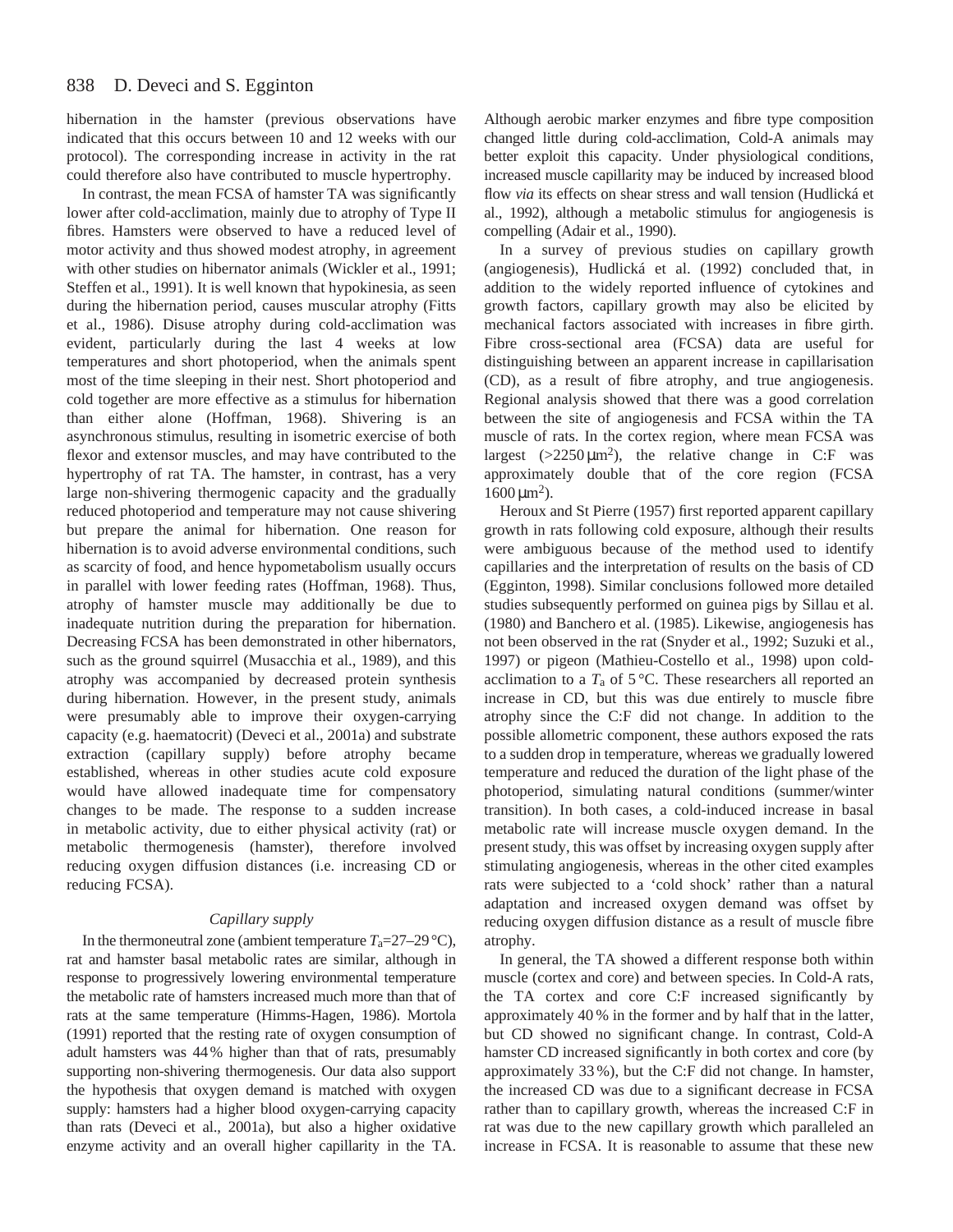hibernation in the hamster (previous observations have indicated that this occurs between 10 and 12 weeks with our protocol). The corresponding increase in activity in the rat could therefore also have contributed to muscle hypertrophy.

In contrast, the mean FCSA of hamster TA was significantly lower after cold-acclimation, mainly due to atrophy of Type II fibres. Hamsters were observed to have a reduced level of motor activity and thus showed modest atrophy, in agreement with other studies on hibernator animals (Wickler et al., 1991; Steffen et al., 1991). It is well known that hypokinesia, as seen during the hibernation period, causes muscular atrophy (Fitts et al., 1986). Disuse atrophy during cold-acclimation was evident, particularly during the last 4 weeks at low temperatures and short photoperiod, when the animals spent most of the time sleeping in their nest. Short photoperiod and cold together are more effective as a stimulus for hibernation than either alone (Hoffman, 1968). Shivering is an asynchronous stimulus, resulting in isometric exercise of both flexor and extensor muscles, and may have contributed to the hypertrophy of rat TA. The hamster, in contrast, has a very large non-shivering thermogenic capacity and the gradually reduced photoperiod and temperature may not cause shivering but prepare the animal for hibernation. One reason for hibernation is to avoid adverse environmental conditions, such as scarcity of food, and hence hypometabolism usually occurs in parallel with lower feeding rates (Hoffman, 1968). Thus, atrophy of hamster muscle may additionally be due to inadequate nutrition during the preparation for hibernation. Decreasing FCSA has been demonstrated in other hibernators, such as the ground squirrel (Musacchia et al., 1989), and this atrophy was accompanied by decreased protein synthesis during hibernation. However, in the present study, animals were presumably able to improve their oxygen-carrying capacity (e.g. haematocrit) (Deveci et al., 2001a) and substrate extraction (capillary supply) before atrophy became established, whereas in other studies acute cold exposure would have allowed inadequate time for compensatory changes to be made. The response to a sudden increase in metabolic activity, due to either physical activity (rat) or metabolic thermogenesis (hamster), therefore involved reducing oxygen diffusion distances (i.e. increasing CD or reducing FCSA).

### *Capillary supply*

In the thermoneutral zone (ambient temperature $T_a$=27–29 °C), rat and hamster basal metabolic rates are similar, although in response to progressively lowering environmental temperature the metabolic rate of hamsters increased much more than that of rats at the same temperature (Himms-Hagen, 1986). Mortola (1991) reported that the resting rate of oxygen consumption of adult hamsters was 44 % higher than that of rats, presumably supporting non-shivering thermogenesis. Our data also support the hypothesis that oxygen demand is matched with oxygen supply: hamsters had a higher blood oxygen-carrying capacity than rats (Deveci et al., 2001a), but also a higher oxidative enzyme activity and an overall higher capillarity in the TA. Although aerobic marker enzymes and fibre type composition changed little during cold-acclimation, Cold-A animals may better exploit this capacity. Under physiological conditions, increased muscle capillarity may be induced by increased blood flow *via* its effects on shear stress and wall tension (Hudlická et al., 1992), although a metabolic stimulus for angiogenesis is compelling (Adair et al., 1990).

In a survey of previous studies on capillary growth (angiogenesis), Hudlická et al. (1992) concluded that, in addition to the widely reported influence of cytokines and growth factors, capillary growth may also be elicited by mechanical factors associated with increases in fibre girth. Fibre cross-sectional area (FCSA) data are useful for distinguishing between an apparent increase in capillarisation (CD), as a result of fibre atrophy, and true angiogenesis. Regional analysis showed that there was a good correlation between the site of angiogenesis and FCSA within the TA muscle of rats. In the cortex region, where mean FCSA was largest (>2250 μm$^2$), the relative change in C:F was approximately double that of the core region (FCSA 1600 μm$^2$).

Heroux and St Pierre (1957) first reported apparent capillary growth in rats following cold exposure, although their results were ambiguous because of the method used to identify capillaries and the interpretation of results on the basis of CD (Egginton, 1998). Similar conclusions followed more detailed studies subsequently performed on guinea pigs by Sillau et al. (1980) and Banchero et al. (1985). Likewise, angiogenesis has not been observed in the rat (Snyder et al., 1992; Suzuki et al., 1997) or pigeon (Mathieu-Costello et al., 1998) upon cold-acclimation to a $T_a$ of 5 °C. These researchers all reported an increase in CD, but this was due entirely to muscle fibre atrophy since the C:F did not change. In addition to the possible allometric component, these authors exposed the rats to a sudden drop in temperature, whereas we gradually lowered temperature and reduced the duration of the light phase of the photoperiod, simulating natural conditions (summer/winter transition). In both cases, a cold-induced increase in basal metabolic rate will increase muscle oxygen demand. In the present study, this was offset by increasing oxygen supply after stimulating angiogenesis, whereas in the other cited examples rats were subjected to a 'cold shock' rather than a natural adaptation and increased oxygen demand was offset by reducing oxygen diffusion distance as a result of muscle fibre atrophy.

In general, the TA showed a different response both within muscle (cortex and core) and between species. In Cold-A rats, the TA cortex and core C:F increased significantly by approximately 40 % in the former and by half that in the latter, but CD showed no significant change. In contrast, Cold-A hamster CD increased significantly in both cortex and core (by approximately 33 %), but the C:F did not change. In hamster, the increased CD was due to a significant decrease in FCSA rather than to capillary growth, whereas the increased C:F in rat was due to the new capillary growth which paralleled an increase in FCSA. It is reasonable to assume that these new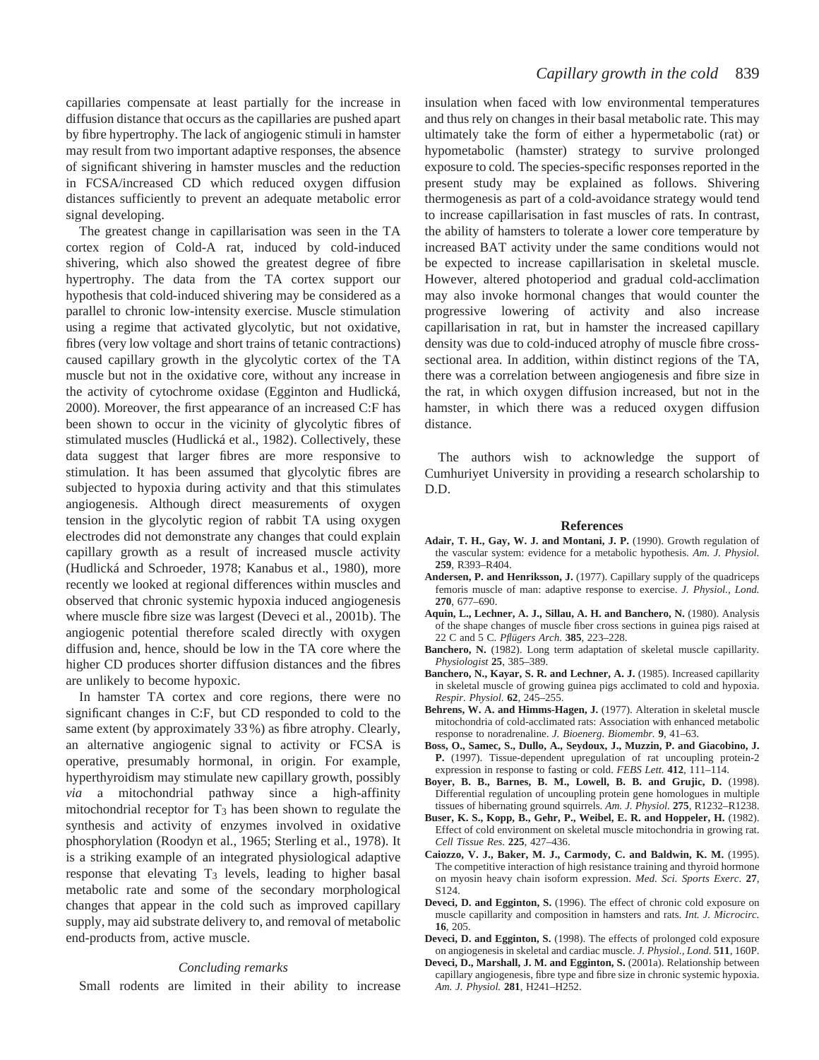capillaries compensate at least partially for the increase in diffusion distance that occurs as the capillaries are pushed apart by fibre hypertrophy. The lack of angiogenic stimuli in hamster may result from two important adaptive responses, the absence of significant shivering in hamster muscles and the reduction in FCSA/increased CD which reduced oxygen diffusion distances sufficiently to prevent an adequate metabolic error signal developing.

The greatest change in capillarisation was seen in the TA cortex region of Cold-A rat, induced by cold-induced shivering, which also showed the greatest degree of fibre hypertrophy. The data from the TA cortex support our hypothesis that cold-induced shivering may be considered as a parallel to chronic low-intensity exercise. Muscle stimulation using a regime that activated glycolytic, but not oxidative, fibres (very low voltage and short trains of tetanic contractions) caused capillary growth in the glycolytic cortex of the TA muscle but not in the oxidative core, without any increase in the activity of cytochrome oxidase (Egginton and Hudlická, 2000). Moreover, the first appearance of an increased C:F has been shown to occur in the vicinity of glycolytic fibres of stimulated muscles (Hudlická et al., 1982). Collectively, these data suggest that larger fibres are more responsive to stimulation. It has been assumed that glycolytic fibres are subjected to hypoxia during activity and that this stimulates angiogenesis. Although direct measurements of oxygen tension in the glycolytic region of rabbit TA using oxygen electrodes did not demonstrate any changes that could explain capillary growth as a result of increased muscle activity (Hudlická and Schroeder, 1978; Kanabus et al., 1980), more recently we looked at regional differences within muscles and observed that chronic systemic hypoxia induced angiogenesis where muscle fibre size was largest (Deveci et al., 2001b). The angiogenic potential therefore scaled directly with oxygen diffusion and, hence, should be low in the TA core where the higher CD produces shorter diffusion distances and the fibres are unlikely to become hypoxic.

In hamster TA cortex and core regions, there were no significant changes in C:F, but CD responded to cold to the same extent (by approximately 33 %) as fibre atrophy. Clearly, an alternative angiogenic signal to activity or FCSA is operative, presumably hormonal, in origin. For example, hyperthyroidism may stimulate new capillary growth, possibly *via* a mitochondrial pathway since a high-affinity mitochondrial receptor for $T_3$ has been shown to regulate the synthesis and activity of enzymes involved in oxidative phosphorylation (Roodyn et al., 1965; Sterling et al., 1978). It is a striking example of an integrated physiological adaptive response that elevating $T_3$ levels, leading to higher basal metabolic rate and some of the secondary morphological changes that appear in the cold such as improved capillary supply, may aid substrate delivery to, and removal of metabolic end-products from, active muscle.

### *Concluding remarks*

Small rodents are limited in their ability to increase insulation when faced with low environmental temperatures and thus rely on changes in their basal metabolic rate. This may ultimately take the form of either a hypermetabolic (rat) or hypometabolic (hamster) strategy to survive prolonged exposure to cold. The species-specific responses reported in the present study may be explained as follows. Shivering thermogenesis as part of a cold-avoidance strategy would tend to increase capillarisation in fast muscles of rats. In contrast, the ability of hamsters to tolerate a lower core temperature by increased BAT activity under the same conditions would not be expected to increase capillarisation in skeletal muscle. However, altered photoperiod and gradual cold-acclimation may also invoke hormonal changes that would counter the progressive lowering of activity and also increase capillarisation in rat, but in hamster the increased capillary density was due to cold-induced atrophy of muscle fibre cross-sectional area. In addition, within distinct regions of the TA, there was a correlation between angiogenesis and fibre size in the rat, in which oxygen diffusion increased, but not in the hamster, in which there was a reduced oxygen diffusion distance.

The authors wish to acknowledge the support of Cumhuriyet University in providing a research scholarship to D.D.

## References

**Adair, T. H., Gay, W. J. and Montani, J. P.** (1990). Growth regulation of the vascular system: evidence for a metabolic hypothesis. *Am. J. Physiol.* **259**, R393–R404.

**Andersen, P. and Henriksson, J.** (1977). Capillary supply of the quadriceps femoris muscle of man: adaptive response to exercise. *J. Physiol., Lond.* **270**, 677–690.

**Aquin, L., Lechner, A. J., Sillau, A. H. and Banchero, N.** (1980). Analysis of the shape changes of muscle fiber cross sections in guinea pigs raised at 22 C and 5 C. *Pflügers Arch.* **385**, 223–228.

**Banchero, N.** (1982). Long term adaptation of skeletal muscle capillarity. *Physiologist* **25**, 385–389.

**Banchero, N., Kayar, S. R. and Lechner, A. J.** (1985). Increased capillarity in skeletal muscle of growing guinea pigs acclimated to cold and hypoxia. *Respir. Physiol.* **62**, 245–255.

**Behrens, W. A. and Himms-Hagen, J.** (1977). Alteration in skeletal muscle mitochondria of cold-acclimated rats: Association with enhanced metabolic response to noradrenaline. *J. Bioenerg. Biomembr.* **9**, 41–63.

**Boss, O., Samec, S., Dullo, A., Seydoux, J., Muzzin, P. and Giacobino, J. P.** (1997). Tissue-dependent upregulation of rat uncoupling protein-2 expression in response to fasting or cold. *FEBS Lett.* **412**, 111–114.

**Boyer, B. B., Barnes, B. M., Lowell, B. B. and Grujic, D.** (1998). Differential regulation of uncoupling protein gene homologues in multiple tissues of hibernating ground squirrels. *Am. J. Physiol.* **275**, R1232–R1238.

**Buser, K. S., Kopp, B., Gehr, P., Weibel, E. R. and Hoppeler, H.** (1982). Effect of cold environment on skeletal muscle mitochondria in growing rat. *Cell Tissue Res.* **225**, 427–436.

**Caiozzo, V. J., Baker, M. J., Carmody, C. and Baldwin, K. M.** (1995). The competitive interaction of high resistance training and thyroid hormone on myosin heavy chain isoform expression. *Med. Sci. Sports Exerc.* **27**, S124.

**Deveci, D. and Egginton, S.** (1996). The effect of chronic cold exposure on muscle capillarity and composition in hamsters and rats. *Int. J. Microcirc.* **16**, 205.

**Deveci, D. and Egginton, S.** (1998). The effects of prolonged cold exposure on angiogenesis in skeletal and cardiac muscle. *J. Physiol., Lond.* **511**, 160P.

**Deveci, D., Marshall, J. M. and Egginton, S.** (2001a). Relationship between capillary angiogenesis, fibre type and fibre size in chronic systemic hypoxia. *Am. J. Physiol.* **281**, H241–H252.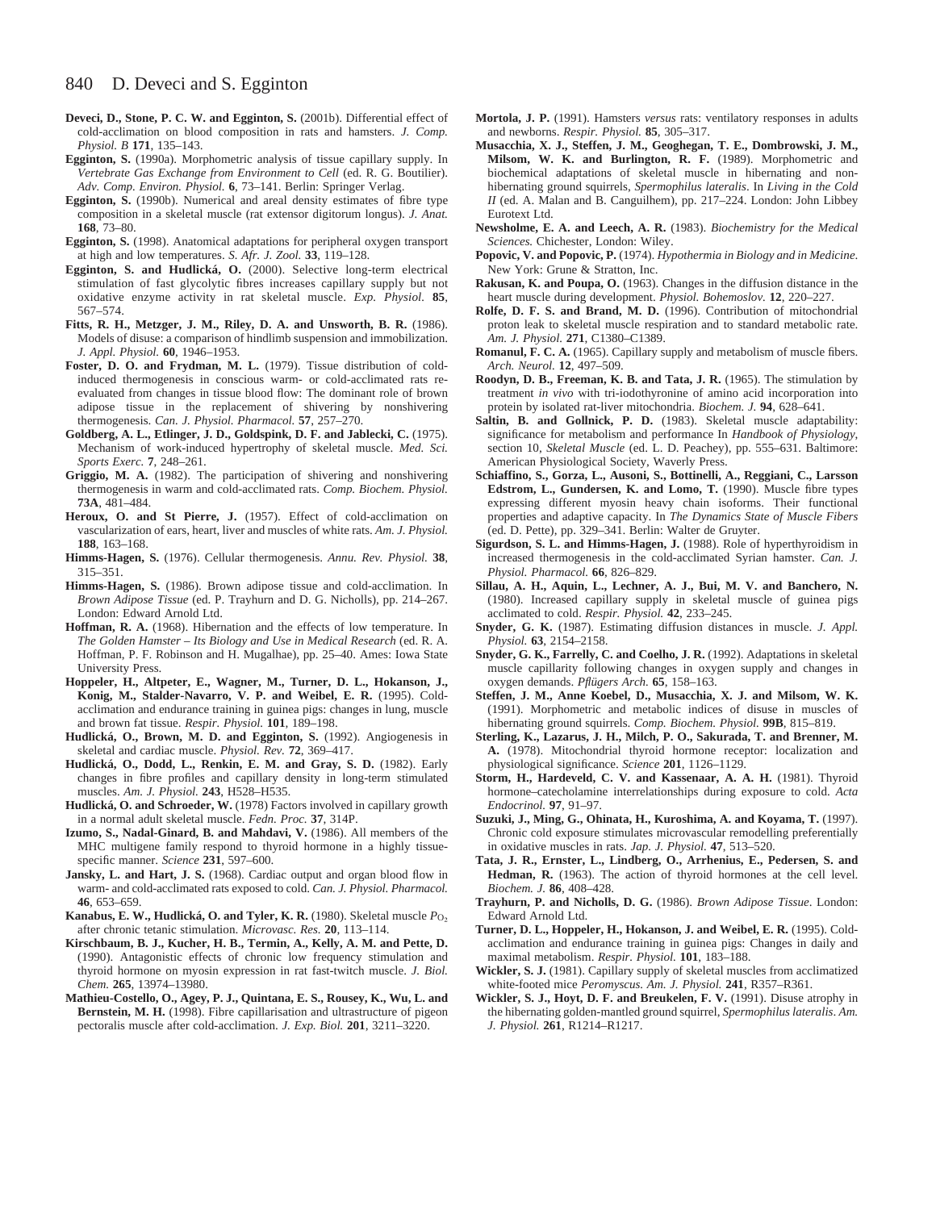**Deveci, D., Stone, P. C. W. and Egginton, S.** (2001b). Differential effect of cold-acclimation on blood composition in rats and hamsters. *J. Comp. Physiol. B* **171**, 135–143.

**Egginton, S.** (1990a). Morphometric analysis of tissue capillary supply. In *Vertebrate Gas Exchange from Environment to Cell* (ed. R. G. Boutilier). *Adv. Comp. Environ. Physiol.* **6**, 73–141. Berlin: Springer Verlag.

**Egginton, S.** (1990b). Numerical and areal density estimates of fibre type composition in a skeletal muscle (rat extensor digitorum longus). *J. Anat.* **168**, 73–80.

**Egginton, S.** (1998). Anatomical adaptations for peripheral oxygen transport at high and low temperatures. *S. Afr. J. Zool.* **33**, 119–128.

**Egginton, S. and Hudlická, O.** (2000). Selective long-term electrical stimulation of fast glycolytic fibres increases capillary supply but not oxidative enzyme activity in rat skeletal muscle. *Exp. Physiol.* **85**, 567–574.

**Fitts, R. H., Metzger, J. M., Riley, D. A. and Unsworth, B. R.** (1986). Models of disuse: a comparison of hindlimb suspension and immobilization. *J. Appl. Physiol.* **60**, 1946–1953.

**Foster, D. O. and Frydman, M. L.** (1979). Tissue distribution of cold-induced thermogenesis in conscious warm- or cold-acclimated rats re-evaluated from changes in tissue blood flow: The dominant role of brown adipose tissue in the replacement of shivering by nonshivering thermogenesis. *Can. J. Physiol. Pharmacol.* **57**, 257–270.

**Goldberg, A. L., Etlinger, J. D., Goldspink, D. F. and Jablecki, C.** (1975). Mechanism of work-induced hypertrophy of skeletal muscle. *Med. Sci. Sports Exerc.* **7**, 248–261.

**Griggio, M. A.** (1982). The participation of shivering and nonshivering thermogenesis in warm and cold-acclimated rats. *Comp. Biochem. Physiol.* **73A**, 481–484.

**Heroux, O. and St Pierre, J.** (1957). Effect of cold-acclimation on vascularization of ears, heart, liver and muscles of white rats. *Am. J. Physiol.* **188**, 163–168.

**Himms-Hagen, S.** (1976). Cellular thermogenesis. *Annu. Rev. Physiol.* **38**, 315–351.

**Himms-Hagen, S.** (1986). Brown adipose tissue and cold-acclimation. In *Brown Adipose Tissue* (ed. P. Trayhurn and D. G. Nicholls), pp. 214–267. London: Edward Arnold Ltd.

**Hoffman, R. A.** (1968). Hibernation and the effects of low temperature. In *The Golden Hamster – Its Biology and Use in Medical Research* (ed. R. A. Hoffman, P. F. Robinson and H. Mugalhae), pp. 25–40. Ames: Iowa State University Press.

**Hoppeler, H., Altpeter, E., Wagner, M., Turner, D. L., Hokanson, J., Konig, M., Stalder-Navarro, V. P. and Weibel, E. R.** (1995). Cold-acclimation and endurance training in guinea pigs: changes in lung, muscle and brown fat tissue. *Respir. Physiol.* **101**, 189–198.

**Hudlická, O., Brown, M. D. and Egginton, S.** (1992). Angiogenesis in skeletal and cardiac muscle. *Physiol. Rev.* **72**, 369–417.

**Hudlická, O., Dodd, L., Renkin, E. M. and Gray, S. D.** (1982). Early changes in fibre profiles and capillary density in long-term stimulated muscles. *Am. J. Physiol.* **243**, H528–H535.

**Hudlická, O. and Schroeder, W.** (1978) Factors involved in capillary growth in a normal adult skeletal muscle. *Fedn. Proc.* **37**, 314P.

**Izumo, S., Nadal-Ginard, B. and Mahdavi, V.** (1986). All members of the MHC multigene family respond to thyroid hormone in a highly tissue-specific manner. *Science* **231**, 597–600.

**Jansky, L. and Hart, J. S.** (1968). Cardiac output and organ blood flow in warm- and cold-acclimated rats exposed to cold. *Can. J. Physiol. Pharmacol.* **46**, 653–659.

**Kanabus, E. W., Hudlická, O. and Tyler, K. R.** (1980). Skeletal muscle $P_{O_2}$ after chronic tetanic stimulation. *Microvasc. Res.* **20**, 113–114.

**Kirschbaum, B. J., Kucher, H. B., Termin, A., Kelly, A. M. and Pette, D.** (1990). Antagonistic effects of chronic low frequency stimulation and thyroid hormone on myosin expression in rat fast-twitch muscle. *J. Biol. Chem.* **265**, 13974–13980.

**Mathieu-Costello, O., Agey, P. J., Quintana, E. S., Rousey, K., Wu, L. and Bernstein, M. H.** (1998). Fibre capillarisation and ultrastructure of pigeon pectoralis muscle after cold-acclimation. *J. Exp. Biol.* **201**, 3211–3220.

**Mortola, J. P.** (1991). Hamsters *versus* rats: ventilatory responses in adults and newborns. *Respir. Physiol.* **85**, 305–317.

**Musacchia, X. J., Steffen, J. M., Geoghegan, T. E., Dombrowski, J. M., Milsom, W. K. and Burlington, R. F.** (1989). Morphometric and biochemical adaptations of skeletal muscle in hibernating and non-hibernating ground squirrels, *Spermophilus lateralis*. In *Living in the Cold II* (ed. A. Malan and B. Canguilhem), pp. 217–224. London: John Libbey Eurotext Ltd.

**Newsholme, E. A. and Leech, A. R.** (1983). *Biochemistry for the Medical Sciences.* Chichester, London: Wiley.

**Popovic, V. and Popovic, P.** (1974). *Hypothermia in Biology and in Medicine.* New York: Grune & Stratton, Inc.

**Rakusan, K. and Poupa, O.** (1963). Changes in the diffusion distance in the heart muscle during development. *Physiol. Bohemoslov.* **12**, 220–227.

**Rolfe, D. F. S. and Brand, M. D.** (1996). Contribution of mitochondrial proton leak to skeletal muscle respiration and to standard metabolic rate. *Am. J. Physiol.* **271**, C1380–C1389.

**Romanul, F. C. A.** (1965). Capillary supply and metabolism of muscle fibers. *Arch. Neurol.* **12**, 497–509.

**Roodyn, D. B., Freeman, K. B. and Tata, J. R.** (1965). The stimulation by treatment *in vivo* with tri-iodothyronine of amino acid incorporation into protein by isolated rat-liver mitochondria. *Biochem. J.* **94**, 628–641.

**Saltin, B. and Gollnick, P. D.** (1983). Skeletal muscle adaptability: significance for metabolism and performance In *Handbook of Physiology*, section 10, *Skeletal Muscle* (ed. L. D. Peachey), pp. 555–631. Baltimore: American Physiological Society, Waverly Press.

**Schiaffino, S., Gorza, L., Ausoni, S., Bottinelli, A., Reggiani, C., Larsson Edstrom, L., Gundersen, K. and Lomo, T.** (1990). Muscle fibre types expressing different myosin heavy chain isoforms. Their functional properties and adaptive capacity. In *The Dynamics State of Muscle Fibers* (ed. D. Pette), pp. 329–341. Berlin: Walter de Gruyter.

**Sigurdson, S. L. and Himms-Hagen, J.** (1988). Role of hyperthyroidism in increased thermogenesis in the cold-acclimated Syrian hamster. *Can. J. Physiol. Pharmacol.* **66**, 826–829.

**Sillau, A. H., Aquin, L., Lechner, A. J., Bui, M. V. and Banchero, N.** (1980). Increased capillary supply in skeletal muscle of guinea pigs acclimated to cold. *Respir. Physiol.* **42**, 233–245.

**Snyder, G. K.** (1987). Estimating diffusion distances in muscle. *J. Appl. Physiol.* **63**, 2154–2158.

**Snyder, G. K., Farrelly, C. and Coelho, J. R.** (1992). Adaptations in skeletal muscle capillarity following changes in oxygen supply and changes in oxygen demands. *Pflügers Arch.* **65**, 158–163.

**Steffen, J. M., Anne Koebel, D., Musacchia, X. J. and Milsom, W. K.** (1991). Morphometric and metabolic indices of disuse in muscles of hibernating ground squirrels. *Comp. Biochem. Physiol.* **99B**, 815–819.

**Sterling, K., Lazarus, J. H., Milch, P. O., Sakurada, T. and Brenner, M. A.** (1978). Mitochondrial thyroid hormone receptor: localization and physiological significance. *Science* **201**, 1126–1129.

**Storm, H., Hardeveld, C. V. and Kassenaar, A. A. H.** (1981). Thyroid hormone–catecholamine interrelationships during exposure to cold. *Acta Endocrinol.* **97**, 91–97.

**Suzuki, J., Ming, G., Ohinata, H., Kuroshima, A. and Koyama, T.** (1997). Chronic cold exposure stimulates microvascular remodelling preferentially in oxidative muscles in rats. *Jap. J. Physiol.* **47**, 513–520.

**Tata, J. R., Ernster, L., Lindberg, O., Arrhenius, E., Pedersen, S. and Hedman, R.** (1963). The action of thyroid hormones at the cell level. *Biochem. J.* **86**, 408–428.

**Trayhurn, P. and Nicholls, D. G.** (1986). *Brown Adipose Tissue*. London: Edward Arnold Ltd.

**Turner, D. L., Hoppeler, H., Hokanson, J. and Weibel, E. R.** (1995). Cold-acclimation and endurance training in guinea pigs: Changes in daily and maximal metabolism. *Respir. Physiol.* **101**, 183–188.

**Wickler, S. J.** (1981). Capillary supply of skeletal muscles from acclimatized white-footed mice *Peromyscus*. *Am. J. Physiol.* **241**, R357–R361.

**Wickler, S. J., Hoyt, D. F. and Breukelen, F. V.** (1991). Disuse atrophy in the hibernating golden-mantled ground squirrel, *Spermophilus lateralis*. *Am. J. Physiol.* **261**, R1214–R1217.